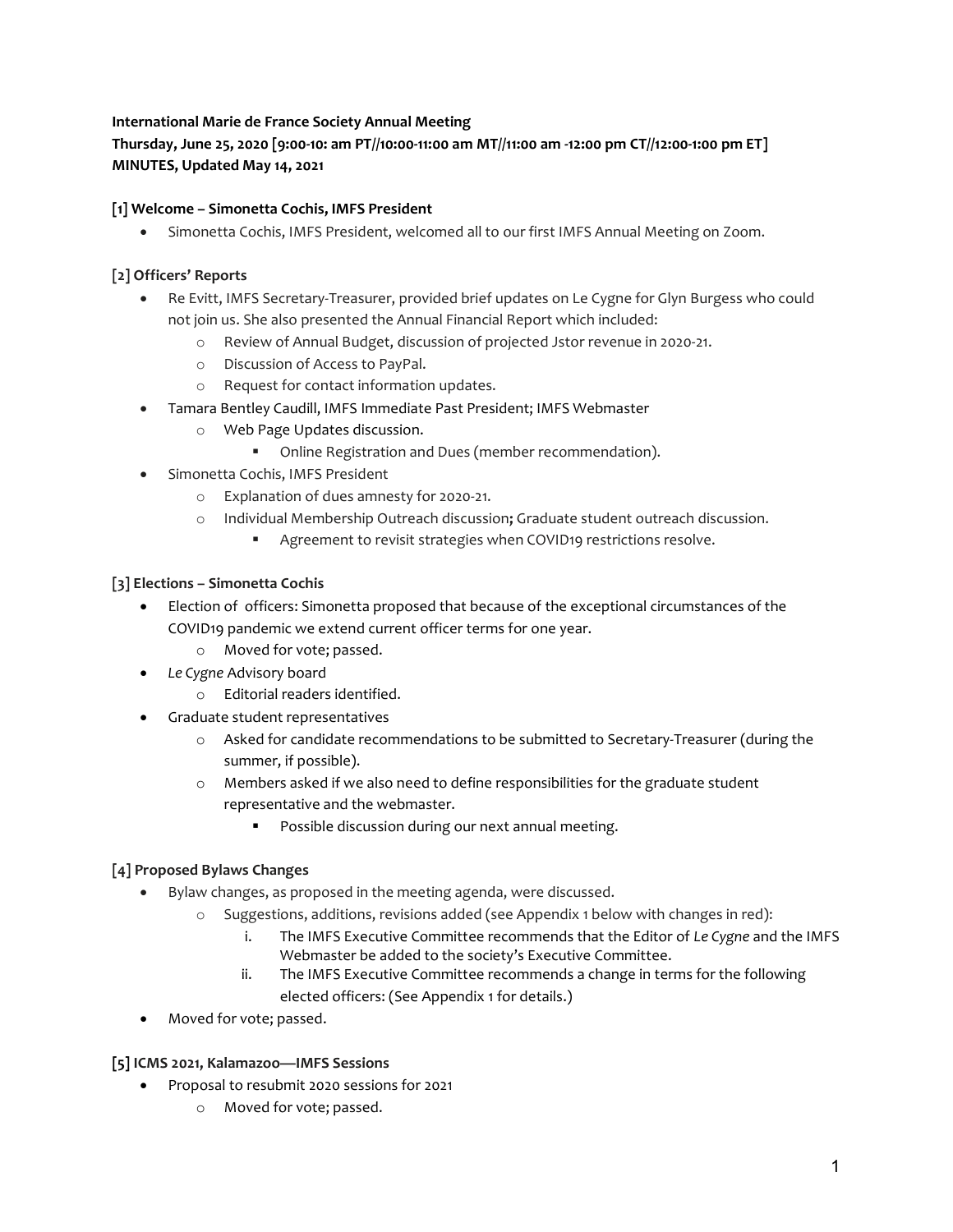**International Marie de France Society Annual Meeting**
**Thursday, June 25, 2020 [9:00-10: am PT//10:00-11:00 am MT//11:00 am -12:00 pm CT//12:00-1:00 pm ET]**
**MINUTES, Updated May 14, 2021**

### [1] Welcome – Simonetta Cochis, IMFS President

- Simonetta Cochis, IMFS President, welcomed all to our first IMFS Annual Meeting on Zoom.

### [2] Officers' Reports

- Re Evitt, IMFS Secretary-Treasurer, provided brief updates on Le Cygne for Glyn Burgess who could not join us. She also presented the Annual Financial Report which included:
    - Review of Annual Budget, discussion of projected Jstor revenue in 2020-21.
    - Discussion of Access to PayPal.
    - Request for contact information updates.
- Tamara Bentley Caudill, IMFS Immediate Past President; IMFS Webmaster
    - Web Page Updates discussion.
        - Online Registration and Dues (member recommendation).
- Simonetta Cochis, IMFS President
    - Explanation of dues amnesty for 2020-21.
    - Individual Membership Outreach discussion**;** Graduate student outreach discussion.
        - Agreement to revisit strategies when COVID19 restrictions resolve.

### [3] Elections – Simonetta Cochis

- Election of officers: Simonetta proposed that because of the exceptional circumstances of the COVID19 pandemic we extend current officer terms for one year.
    - Moved for vote; passed.
- *Le Cygne* Advisory board
    - Editorial readers identified.
- Graduate student representatives
    - Asked for candidate recommendations to be submitted to Secretary-Treasurer (during the summer, if possible).
    - Members asked if we also need to define responsibilities for the graduate student representative and the webmaster.
        - Possible discussion during our next annual meeting.

### [4] Proposed Bylaws Changes

- Bylaw changes, as proposed in the meeting agenda, were discussed.
    - Suggestions, additions, revisions added (see Appendix 1 below with changes in red):
        i. The IMFS Executive Committee recommends that the Editor of *Le Cygne* and the IMFS Webmaster be added to the society's Executive Committee.
        ii. The IMFS Executive Committee recommends a change in terms for the following elected officers: (See Appendix 1 for details.)
- Moved for vote; passed.

### [5] ICMS 2021, Kalamazoo—IMFS Sessions

- Proposal to resubmit 2020 sessions for 2021
    - Moved for vote; passed.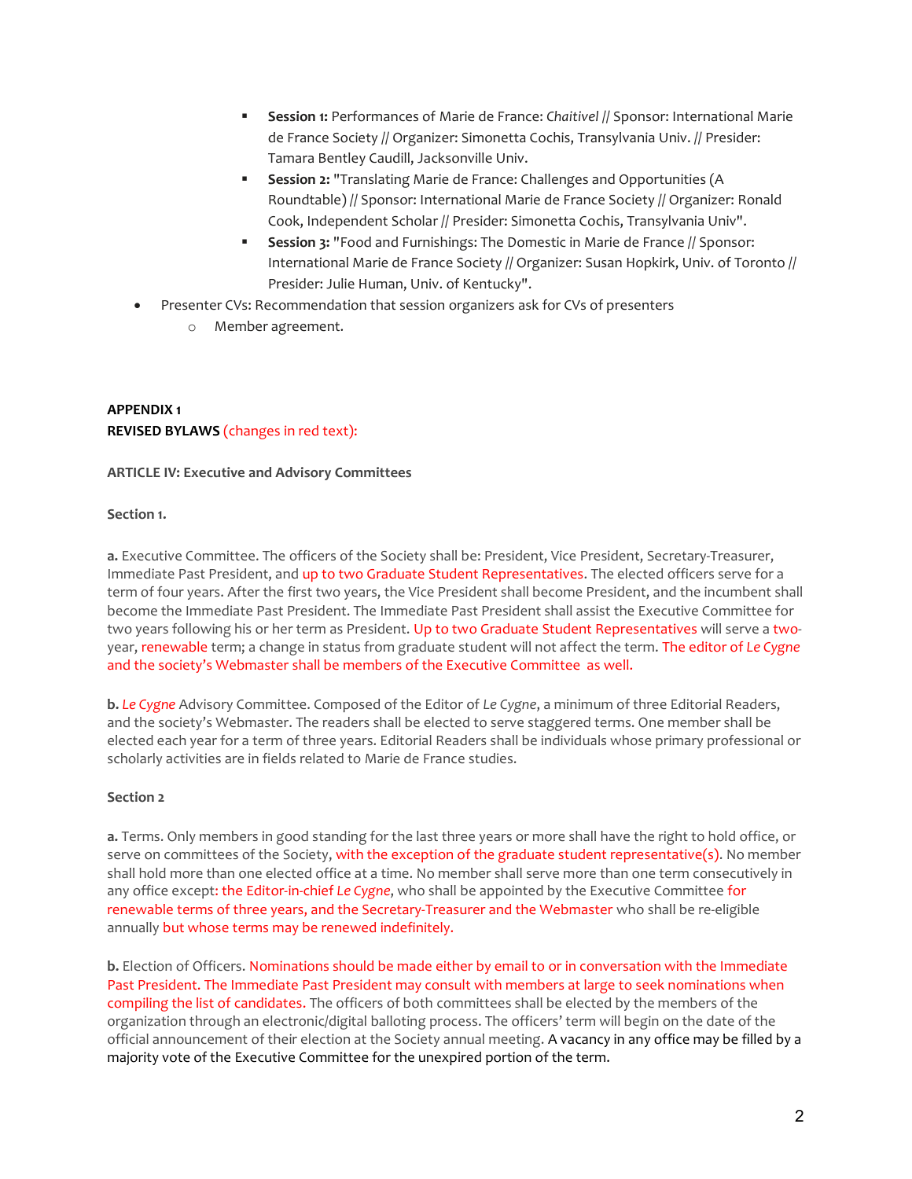- **Session 1:** Performances of Marie de France: *Chaitivel* // Sponsor: International Marie de France Society // Organizer: Simonetta Cochis, Transylvania Univ. // Presider: Tamara Bentley Caudill, Jacksonville Univ.
    - **Session 2:** "Translating Marie de France: Challenges and Opportunities (A Roundtable) // Sponsor: International Marie de France Society // Organizer: Ronald Cook, Independent Scholar // Presider: Simonetta Cochis, Transylvania Univ".
    - **Session 3:** "Food and Furnishings: The Domestic in Marie de France // Sponsor: International Marie de France Society // Organizer: Susan Hopkirk, Univ. of Toronto // Presider: Julie Human, Univ. of Kentucky".
- Presenter CVs: Recommendation that session organizers ask for CVs of presenters
    - Member agreement.

**APPENDIX 1**
**REVISED BYLAWS** (changes in red text):

**ARTICLE IV: Executive and Advisory Committees**

**Section 1.**

**a.** Executive Committee. The officers of the Society shall be: President, Vice President, Secretary-Treasurer, Immediate Past President, and up to two Graduate Student Representatives. The elected officers serve for a term of four years. After the first two years, the Vice President shall become President, and the incumbent shall become the Immediate Past President. The Immediate Past President shall assist the Executive Committee for two years following his or her term as President. Up to two Graduate Student Representatives will serve a two-year, renewable term; a change in status from graduate student will not affect the term. The editor of *Le Cygne* and the society's Webmaster shall be members of the Executive Committee as well.

**b.** *Le Cygne* Advisory Committee. Composed of the Editor of *Le Cygne*, a minimum of three Editorial Readers, and the society's Webmaster. The readers shall be elected to serve staggered terms. One member shall be elected each year for a term of three years. Editorial Readers shall be individuals whose primary professional or scholarly activities are in fields related to Marie de France studies.

**Section 2**

**a.** Terms. Only members in good standing for the last three years or more shall have the right to hold office, or serve on committees of the Society, with the exception of the graduate student representative(s). No member shall hold more than one elected office at a time. No member shall serve more than one term consecutively in any office except: the Editor-in-chief *Le Cygne*, who shall be appointed by the Executive Committee for renewable terms of three years, and the Secretary-Treasurer and the Webmaster who shall be re-eligible annually but whose terms may be renewed indefinitely.

**b.** Election of Officers. Nominations should be made either by email to or in conversation with the Immediate Past President. The Immediate Past President may consult with members at large to seek nominations when compiling the list of candidates. The officers of both committees shall be elected by the members of the organization through an electronic/digital balloting process. The officers' term will begin on the date of the official announcement of their election at the Society annual meeting. A vacancy in any office may be filled by a majority vote of the Executive Committee for the unexpired portion of the term.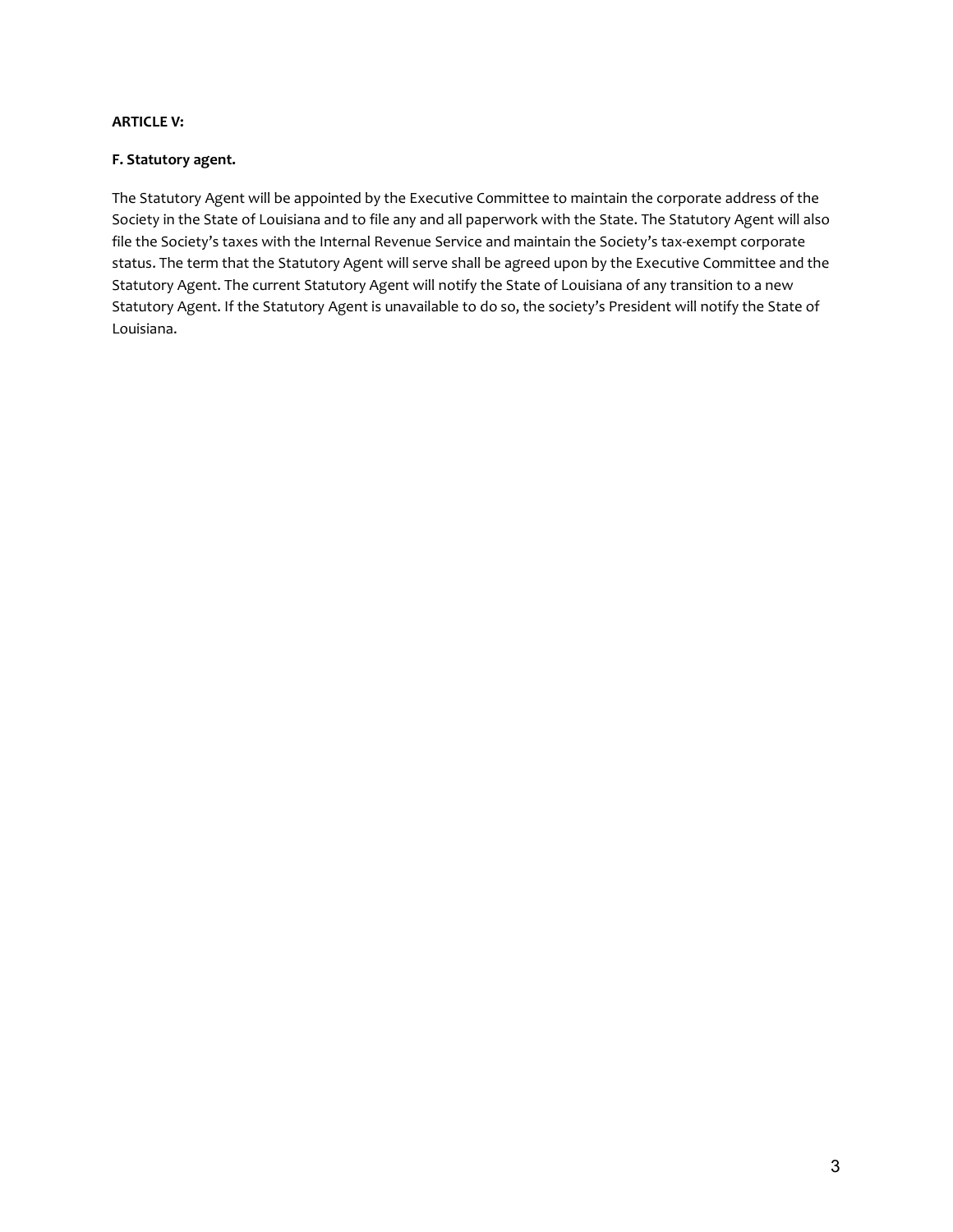**ARTICLE V:**

**F. Statutory agent.**

The Statutory Agent will be appointed by the Executive Committee to maintain the corporate address of the Society in the State of Louisiana and to file any and all paperwork with the State. The Statutory Agent will also file the Society's taxes with the Internal Revenue Service and maintain the Society's tax-exempt corporate status. The term that the Statutory Agent will serve shall be agreed upon by the Executive Committee and the Statutory Agent. The current Statutory Agent will notify the State of Louisiana of any transition to a new Statutory Agent. If the Statutory Agent is unavailable to do so, the society's President will notify the State of Louisiana.